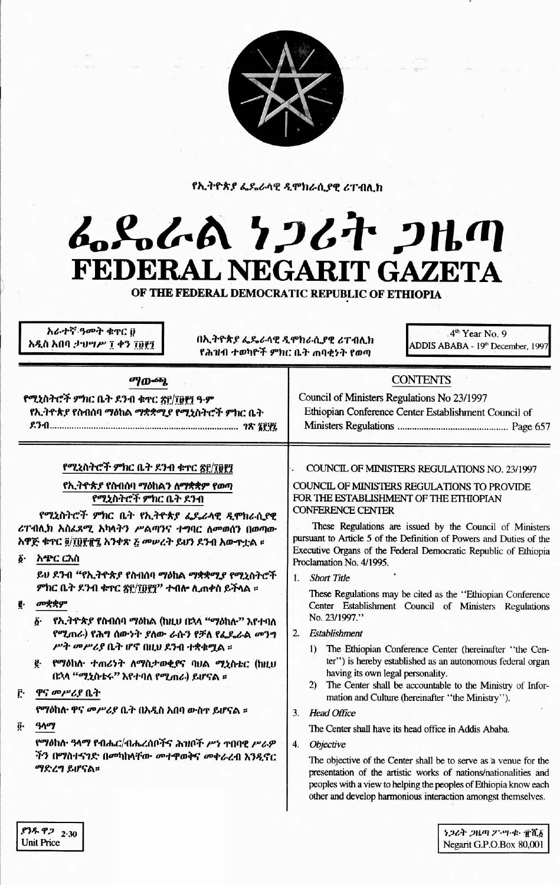የኢትዮጵያ ፌዴራላዊ ዲሞክራሲያዊ ሪፐብሊክ

# ፌዴራል ነጋሪት ጋዜጣ
# FEDERAL NEGARIT GAZETA
## OF THE FEDERAL DEMOCRATIC REPUBLIC OF ETHIOPIA

አራተኛ ዓመት ቁጥር ፱
አዲስ አበባ ታህሣሥ ፲ ቀን ፲፱፻፺

በኢትዮጵያ ፌዴራላዊ ዲሞክራሲያዊ ሪፐብሊክ
የሕዝብ ተወካዮች ምክር ቤት ጠባቂነት የወጣ

4th Year No. 9
ADDIS ABABA - 19th December, 1997

| ማውጫ | CONTENTS |
|---|---|
| የሚኒስትሮች ምክር ቤት ደንብ ቁጥር ፳፫/፲፱፻፺ ዓ·ም<br>የኢትዮጵያ የስብሰባ ማዕከል ማቋቋሚያ የሚኒስትሮች ምክር ቤት ደንብ ...... ገጽ ፮፻፶፯ | Council of Ministers Regulations No 23/1997<br>Ethiopian Conference Center Establishment Council of Ministers Regulations ...... Page 657 |

### የሚኒስትሮች ምክር ቤት ደንብ ቁጥር ፳፫/፲፱፻፺

### የኢትዮጵያ የስብሰባ ማዕከልን ለማቋቋም የወጣ የሚኒስትሮች ምክር ቤት ደንብ

የሚኒስትሮች ምክር ቤት የኢትዮጵያ ፌዴራላዊ ዲሞክራሲያዊ ሪፐብሊክ አስፈጻሚ አካላትን ሥልጣንና ተግባር ለመወሰን በወጣው አዋጅ ቁጥር ፬/፲፱፻፹፯ አንቀጽ ፭ መሠረት ይህን ደንብ አውጥቷል ።

**፩· አጭር ርዕስ**

ይህ ደንብ "የኢትዮጵያ የስብሰባ ማዕከል ማቋቋሚያ የሚኒስትሮች ምክር ቤት ደንብ ቁጥር ፳፫/፲፱፻፺" ተብሎ ሊጠቀስ ይችላል ።

**፪· መቋቋም**

፩· የኢትዮጵያ የስብሰባ ማዕከል (ከዚህ በኋላ "ማዕከሉ" እየተባለ የሚጠራ) የሕግ ሰውነት ያለው ራሱን የቻለ የፌዴራል መንግሥት መሥሪያ ቤት ሆኖ በዚህ ደንብ ተቋቁሟል ።

፪· የማዕከሉ ተጠሪነት ለማስታወቂያና ባህል ሚኒስቴር (ከዚህ በኋላ "ሚኒስቴሩ" እየተባለ የሚጠራ) ይሆናል ።

**፫· ዋና መሥሪያ ቤት**

የማዕከሉ ዋና መሥሪያ ቤት በአዲስ አበባ ውስጥ ይሆናል ።

**፬· ዓላማ**

የማዕከሉ ዓላማ የብሔር/ብሔረሰቦችና ሕዝቦች ሥነ ጥበባዊ ሥራዎችን በማስተናገድ በመካከላቸው መተዋወቅና መቀራረብ እንዲኖር ማድረግ ይሆናል።

COUNCIL OF MINISTERS REGULATIONS NO. 23/1997

COUNCIL OF MINISTERS REGULATIONS TO PROVIDE FOR THE ESTABLISHMENT OF THE ETHIOPIAN CONFERENCE CENTER

These Regulations are issued by the Council of Ministers pursuant to Article 5 of the Definition of Powers and Duties of the Executive Organs of the Federal Democratic Republic of Ethiopia Proclamation No. 4/1995.

1. *Short Title*

   These Regulations may be cited as the "Ethiopian Conference Center Establishment Council of Ministers Regulations No. 23/1997."

2. *Establishment*

   1) The Ethiopian Conference Center (hereinafter "the Center") is hereby established as an autonomous federal organ having its own legal personality.
   2) The Center shall be accountable to the Ministry of Information and Culture (hereinafter "the Ministry").

3. *Head Office*

   The Center shall have its head office in Addis Ababa.

4. *Objective*

   The objective of the Center shall be to serve as a venue for the presentation of the artistic works of nations/nationalities and peoples with a view to helping the peoples of Ethiopia know each other and develop harmonious interaction amongst themselves.

ያንዱ ዋጋ 2·30
Unit Price

ነጋሪት ጋዜጣ ፖ·ሣ·ቁ· ፹ሺ፩
Negarit G.P.O.Box 80,001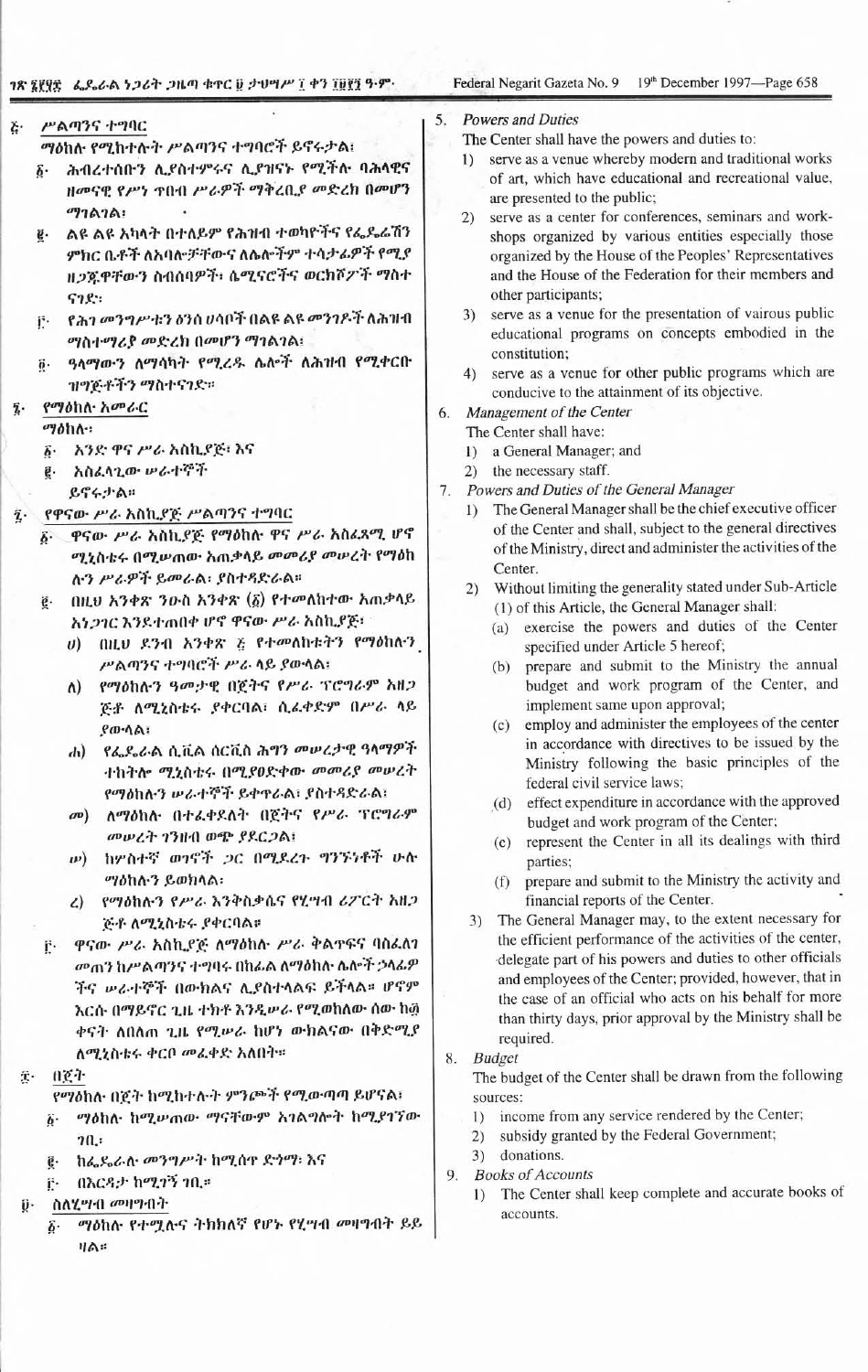፭· ሥልጣንና ተግባር

ማዕከሉ የሚከተሉት ሥልጣንና ተግባሮች ይኖሩታል፡

፩· ሕብረተሰቡን ሊያስተምሩና ሊያዝናኑ የሚችሉ ባሕላዊና ዘመናዊ የሥነ ጥበብ ሥራዎች ማቅረቢያ መድረክ በመሆን ማገልገል፣

፪· ልዩ ልዩ አካላት በተለይም የሕዝብ ተወካዮችና የፌዴሬሽን ምክር ቤቶች ለአባሎቻቸውና ለሌሎችም ተሳታፊዎች የሚያዘጋጁዋቸውን ስብሰባዎች፣ ሴሚናሮችና ወርክሾፖች ማስተናገድ፣

፫· የሕገ መንግሥቱን ፅንሰ ሀሳቦች በልዩ ልዩ መንገዶች ለሕዝብ ማስተማሪያ መድረክ በመሆን ማገልገል፣

፬· ዓላማውን ለማሳካት የሚረዱ ሌሎች ለሕዝብ የሚቀርቡ ዝግጅቶችን ማስተናገድ።

፮· የማዕከሉ አመራር

ማዕከሉ፡

፩· አንድ ዋና ሥራ አስኪያጅ፣ እና

፪· አስፈላጊው ሠራተኞች

ይኖሩታል።

፯· የዋናው ሥራ አስኪያጅ ሥልጣንና ተግባር

፩· ዋናው ሥራ አስኪያጅ የማዕከሉ ዋና ሥራ አስፈጻሚ ሆኖ ሚኒስቴሩ በሚሠጠው አጠቃላይ መመሪያ መሠረት የማዕከሉን ሥራዎች ይመራል፣ ያስተዳድራል።

፪· በዚህ አንቀጽ ንዑስ አንቀጽ (፩) የተመለከተው አጠቃላይ አነጋገር እንደተጠበቀ ሆኖ ዋናው ሥራ አስኪያጅ፡

ሀ) በዚህ ደንብ አንቀጽ ፭ የተመለከቱትን የማዕከሉን ሥልጣንና ተግባሮች ሥራ ላይ ያውላል፣

ለ) የማዕከሉን ዓመታዊ በጀትና የሥራ ፕሮግራም አዘጋጅቶ ለሚኒስቴሩ ያቀርባል፣ ሲፈቀድም በሥራ ላይ ያውላል፣

ሐ) የፌዴራል ሲቪል ሰርቪስ ሕግን መሠረታዊ ዓላማዎች ተከትሎ ሚኒስቴሩ በሚያፀድቀው መመሪያ መሠረት የማዕከሉን ሠራተኞች ይቀጥራል፣ ያስተዳድራል፣

መ) ለማዕከሉ በተፈቀደለት በጀትና የሥራ ፕሮግራም መሠረት ገንዘብ ወጭ ያደርጋል፣

ሠ) ከሦስተኛ ወገኖች ጋር በሚደረጉ ግንኙነቶች ሁሉ ማዕከሉን ይወክላል፣

ረ) የማዕከሉን የሥራ እንቅስቃሴና የሂሣብ ሪፖርት አዘጋጅቶ ለሚኒስቴሩ ያቀርባል።

፫· ዋናው ሥራ አስኪያጅ ለማዕከሉ ሥራ ቅልጥፍና ባስፈለገ መጠን ከሥልጣንና ተግባሩ በከፊል ለማዕከሉ ሌሎች ኃላፊዎችና ሠራተኞች በውክልና ሊያስተላልፍ ይችላል። ሆኖም እርሱ በማይኖር ጊዜ ተክቶ እንዲሠራ የሚወከለው ሰው ከ፴ ቀናት ለበለጠ ጊዜ የሚሠራ ከሆነ ውክልናው በቅድሚያ ለሚኒስቴሩ ቀርቦ መፈቀድ አለበት።

፰· በጀት

የማዕከሉ በጀት ከሚከተሉት ምንጮች የሚውጣጣ ይሆናል፣

፩· ማዕከሉ ከሚሠጠው ማናቸውም አገልግሎት ከሚያገኘው ገቢ፣

፪· ከፌዴራል መንግሥት ከሚሰጥ ድጎማ፣ እና

፫· በእርዳታ ከሚገኝ ገቢ።

፱· ስለሂሣብ መዛግብት

፩· ማዕከሉ የተሟሉና ትክክለኛ የሆኑ የሂሣብ መዛግብት ይይዛል።

5. *Powers and Duties*

The Center shall have the powers and duties to:

1) serve as a venue whereby modern and traditional works of art, which have educational and recreational value, are presented to the public;
2) serve as a center for conferences, seminars and workshops organized by various entities especially those organized by the House of the Peoples' Representatives and the House of the Federation for their members and other participants;
3) serve as a venue for the presentation of vairous public educational programs on concepts embodied in the constitution;
4) serve as a venue for other public programs which are conducive to the attainment of its objective.

6. *Management of the Center*

The Center shall have:

1) a General Manager; and
2) the necessary staff.

7. *Powers and Duties of the General Manager*

1) The General Manager shall be the chief executive officer of the Center and shall, subject to the general directives of the Ministry, direct and administer the activities of the Center.
2) Without limiting the generality stated under Sub-Article (1) of this Article, the General Manager shall:
   (a) exercise the powers and duties of the Center specified under Article 5 hereof;
   (b) prepare and submit to the Ministry the annual budget and work program of the Center, and implement same upon approval;
   (c) employ and administer the employees of the center in accordance with directives to be issued by the Ministry following the basic principles of the federal civil service laws;
   (d) effect expenditure in accordance with the approved budget and work program of the Center;
   (e) represent the Center in all its dealings with third parties;
   (f) prepare and submit to the Ministry the activity and financial reports of the Center.
3) The General Manager may, to the extent necessary for the efficient performance of the activities of the center, delegate part of his powers and duties to other officials and employees of the Center; provided, however, that in the case of an official who acts on his behalf for more than thirty days, prior approval by the Ministry shall be required.

8. *Budget*

The budget of the Center shall be drawn from the following sources:

1) income from any service rendered by the Center;
2) subsidy granted by the Federal Government;
3) donations.

9. *Books of Accounts*

1) The Center shall keep complete and accurate books of accounts.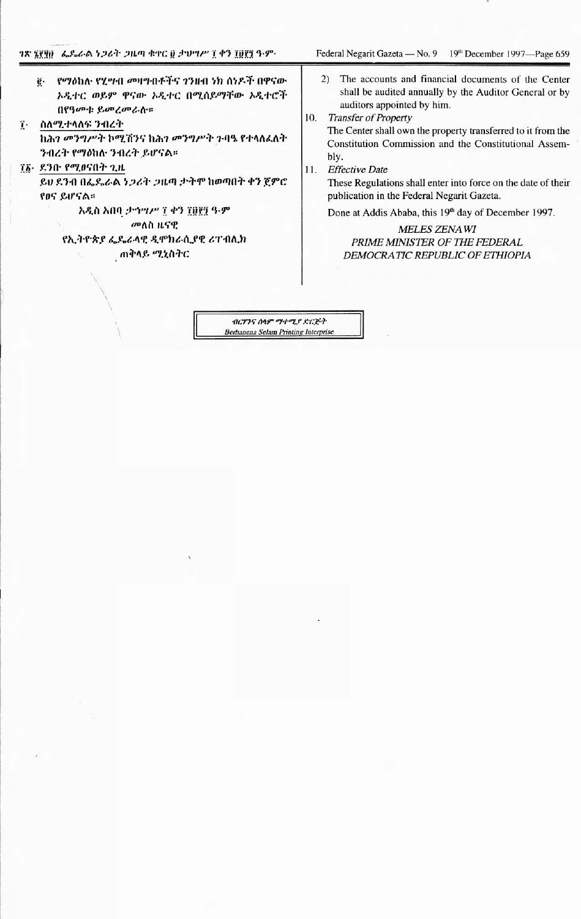፪· የማዕከሉ የሂሣብ መዛግብቶችና ገንዘብ ነክ ሰነዶች በዋናው ኦዲተር ወይም ዋናው ኦዲተር በሚሰይማቸው ኦዲተሮች በየዓመቱ ይመረመራሉ።

፲· ስለሚተላለፍ ንብረት

ከሕገ መንግሥት ኮሚሽንና ከሕገ መንግሥት ጉባዔ የተላለፈለት ንብረት የማዕከሉ ንብረት ይሆናል።

፲፩· ደንቡ የሚፀናበት ጊዜ

ይህ ደንብ በፌዴራል ነጋሪት ጋዜጣ ታትሞ ከወጣበት ቀን ጀምሮ የፀና ይሆናል።

አዲስ አበባ ታኅሣሥ ፲ ቀን ፲፱፻፺ ዓ·ም

መለስ ዜናዊ

የኢትዮጵያ ፌዴራላዊ ዲሞክራሲያዊ ሪፐብሊክ

ጠቅላይ ሚኒስትር

2) The accounts and financial documents of the Center shall be audited annually by the Auditor General or by auditors appointed by him.

10. *Transfer of Property*

The Center shall own the property transferred to it from the Constitution Commission and the Constitutional Assembly.

11. *Effective Date*

These Regulations shall enter into force on the date of their publication in the Federal Negarit Gazeta.

Done at Addis Ababa, this 19th day of December 1997.

*MELES ZENAWI*

*PRIME MINISTER OF THE FEDERAL DEMOCRATIC REPUBLIC OF ETHIOPIA*

ብርሃንና ሰላም ማተሚያ ድርጅት
*Berhanena Selam Printing Interprise*